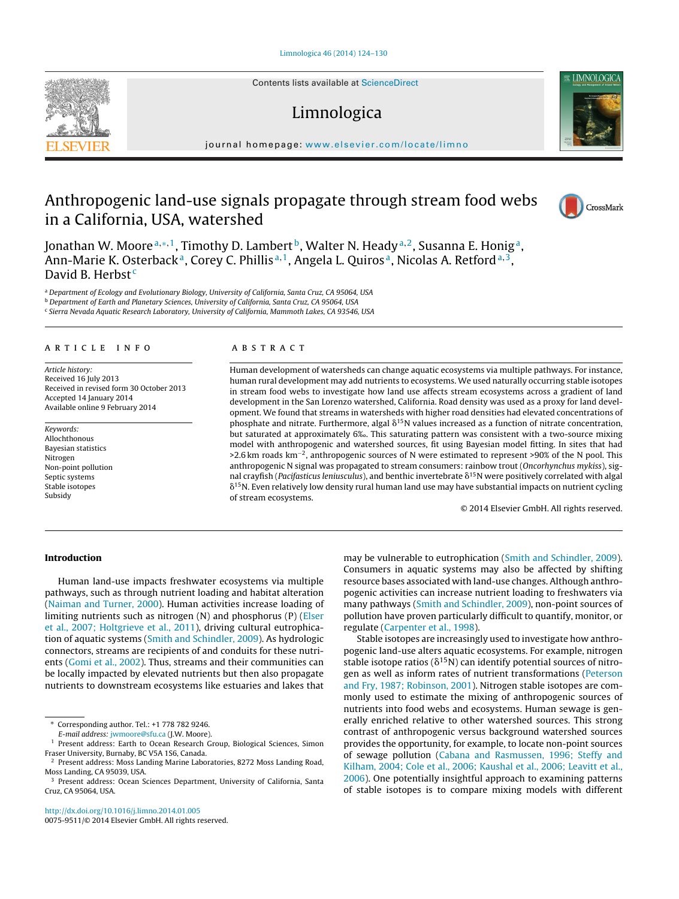# Anthropogenic land-use signals propagate through stream food webs in a California, USA, watershed

Jonathan W. Moore[a,*,1], Timothy D. Lambert[b], Walter N. Heady[a,2], Susanna E. Honig[a], Ann-Marie K. Osterback[a], Corey C. Phillis[a,1], Angela L. Quiros[a], Nicolas A. Retford[a,3], David B. Herbst[c]

[a] Department of Ecology and Evolutionary Biology, University of California, Santa Cruz, CA 95064, USA
[b] Department of Earth and Planetary Sciences, University of California, Santa Cruz, CA 95064, USA
[c] Sierra Nevada Aquatic Research Laboratory, University of California, Mammoth Lakes, CA 93546, USA

## ARTICLE INFO

*Article history:*
Received 16 July 2013
Received in revised form 30 October 2013
Accepted 14 January 2014
Available online 9 February 2014

*Keywords:*
Allochthonous
Bayesian statistics
Nitrogen
Non-point pollution
Septic systems
Stable isotopes
Subsidy

## ABSTRACT

Human development of watersheds can change aquatic ecosystems via multiple pathways. For instance, human rural development may add nutrients to ecosystems. We used naturally occurring stable isotopes in stream food webs to investigate how land use affects stream ecosystems across a gradient of land development in the San Lorenzo watershed, California. Road density was used as a proxy for land development. We found that streams in watersheds with higher road densities had elevated concentrations of phosphate and nitrate. Furthermore, algal $\delta^{15}N$ values increased as a function of nitrate concentration, but saturated at approximately 6‰. This saturating pattern was consistent with a two-source mixing model with anthropogenic and watershed sources, fit using Bayesian model fitting. In sites that had >2.6 km roads $km^{-2}$, anthropogenic sources of N were estimated to represent >90% of the N pool. This anthropogenic N signal was propagated to stream consumers: rainbow trout (*Oncorhynchus mykiss*), signal crayfish (*Pacifasticus leniusculus*), and benthic invertebrate $\delta^{15}N$ were positively correlated with algal $\delta^{15}N$. Even relatively low density rural human land use may have substantial impacts on nutrient cycling of stream ecosystems.

© 2014 Elsevier GmbH. All rights reserved.

## Introduction

Human land-use impacts freshwater ecosystems via multiple pathways, such as through nutrient loading and habitat alteration (Naiman and Turner, 2000). Human activities increase loading of limiting nutrients such as nitrogen (N) and phosphorus (P) (Elser et al., 2007; Holtgrieve et al., 2011), driving cultural eutrophication of aquatic systems (Smith and Schindler, 2009). As hydrologic connectors, streams are recipients of and conduits for these nutrients (Gomi et al., 2002). Thus, streams and their communities can be locally impacted by elevated nutrients but then also propagate nutrients to downstream ecosystems like estuaries and lakes that may be vulnerable to eutrophication (Smith and Schindler, 2009). Consumers in aquatic systems may also be affected by shifting resource bases associated with land-use changes. Although anthropogenic activities can increase nutrient loading to freshwaters via many pathways (Smith and Schindler, 2009), non-point sources of pollution have proven particularly difficult to quantify, monitor, or regulate (Carpenter et al., 1998).

Stable isotopes are increasingly used to investigate how anthropogenic land-use alters aquatic ecosystems. For example, nitrogen stable isotope ratios ($\delta^{15}N$) can identify potential sources of nitrogen as well as inform rates of nutrient transformations (Peterson and Fry, 1987; Robinson, 2001). Nitrogen stable isotopes are commonly used to estimate the mixing of anthropogenic sources of nutrients into food webs and ecosystems. Human sewage is generally enriched relative to other watershed sources. This strong contrast of anthropogenic versus background watershed sources provides the opportunity, for example, to locate non-point sources of sewage pollution (Cabana and Rasmussen, 1996; Steffy and Kilham, 2004; Cole et al., 2006; Kaushal et al., 2006; Leavitt et al., 2006). One potentially insightful approach to examining patterns of stable isotopes is to compare mixing models with different

* Corresponding author. Tel.: +1 778 782 9246.
E-mail address: jwmoore@sfu.ca (J.W. Moore).
[1] Present address: Earth to Ocean Research Group, Biological Sciences, Simon Fraser University, Burnaby, BC V5A 1S6, Canada.
[2] Present address: Moss Landing Marine Laboratories, 8272 Moss Landing Road, Moss Landing, CA 95039, USA.
[3] Present address: Ocean Sciences Department, University of California, Santa Cruz, CA 95064, USA.

http://dx.doi.org/10.1016/j.limno.2014.01.005
0075-9511/© 2014 Elsevier GmbH. All rights reserved.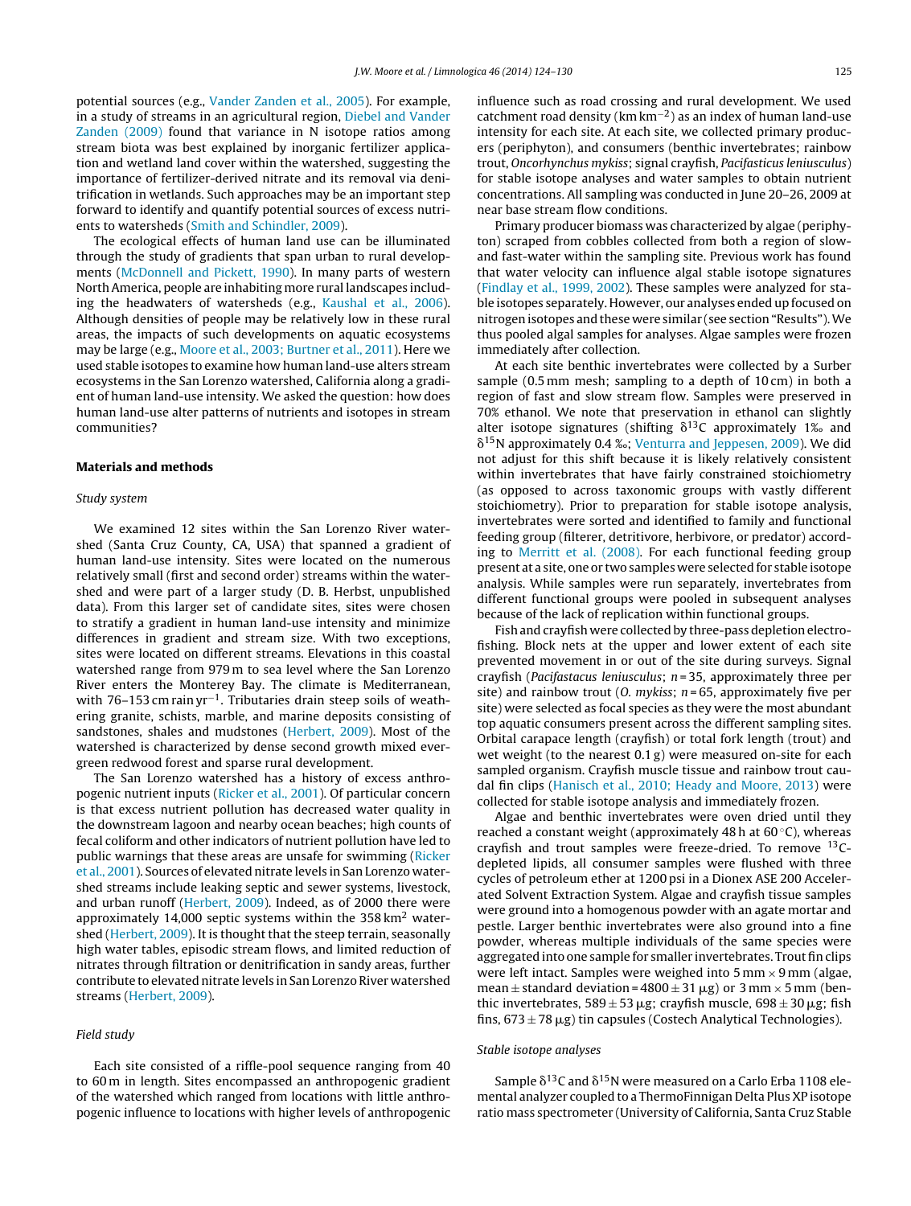potential sources (e.g., Vander Zanden et al., 2005). For example, in a study of streams in an agricultural region, Diebel and Vander Zanden (2009) found that variance in N isotope ratios among stream biota was best explained by inorganic fertilizer application and wetland land cover within the watershed, suggesting the importance of fertilizer-derived nitrate and its removal via denitrification in wetlands. Such approaches may be an important step forward to identify and quantify potential sources of excess nutrients to watersheds (Smith and Schindler, 2009).

The ecological effects of human land use can be illuminated through the study of gradients that span urban to rural developments (McDonnell and Pickett, 1990). In many parts of western North America, people are inhabiting more rural landscapes including the headwaters of watersheds (e.g., Kaushal et al., 2006). Although densities of people may be relatively low in these rural areas, the impacts of such developments on aquatic ecosystems may be large (e.g., Moore et al., 2003; Burtner et al., 2011). Here we used stable isotopes to examine how human land-use alters stream ecosystems in the San Lorenzo watershed, California along a gradient of human land-use intensity. We asked the question: how does human land-use alter patterns of nutrients and isotopes in stream communities?

## Materials and methods

### Study system

We examined 12 sites within the San Lorenzo River watershed (Santa Cruz County, CA, USA) that spanned a gradient of human land-use intensity. Sites were located on the numerous relatively small (first and second order) streams within the watershed and were part of a larger study (D. B. Herbst, unpublished data). From this larger set of candidate sites, sites were chosen to stratify a gradient in human land-use intensity and minimize differences in gradient and stream size. With two exceptions, sites were located on different streams. Elevations in this coastal watershed range from 979 m to sea level where the San Lorenzo River enters the Monterey Bay. The climate is Mediterranean, with 76–153 cm rain $yr^{-1}$. Tributaries drain steep soils of weathering granite, schists, marble, and marine deposits consisting of sandstones, shales and mudstones (Herbert, 2009). Most of the watershed is characterized by dense second growth mixed evergreen redwood forest and sparse rural development.

The San Lorenzo watershed has a history of excess anthropogenic nutrient inputs (Ricker et al., 2001). Of particular concern is that excess nutrient pollution has decreased water quality in the downstream lagoon and nearby ocean beaches; high counts of fecal coliform and other indicators of nutrient pollution have led to public warnings that these areas are unsafe for swimming (Ricker et al., 2001). Sources of elevated nitrate levels in San Lorenzo watershed streams include leaking septic and sewer systems, livestock, and urban runoff (Herbert, 2009). Indeed, as of 2000 there were approximately 14,000 septic systems within the 358 $km^2$ watershed (Herbert, 2009). It is thought that the steep terrain, seasonally high water tables, episodic stream flows, and limited reduction of nitrates through filtration or denitrification in sandy areas, further contribute to elevated nitrate levels in San Lorenzo River watershed streams (Herbert, 2009).

### Field study

Each site consisted of a riffle-pool sequence ranging from 40 to 60 m in length. Sites encompassed an anthropogenic gradient of the watershed which ranged from locations with little anthropogenic influence to locations with higher levels of anthropogenic influence such as road crossing and rural development. We used catchment road density (km $km^{-2}$) as an index of human land-use intensity for each site. At each site, we collected primary producers (periphyton), and consumers (benthic invertebrates; rainbow trout, *Oncorhynchus mykiss*; signal crayfish, *Pacifasticus leniusculus*) for stable isotope analyses and water samples to obtain nutrient concentrations. All sampling was conducted in June 20–26, 2009 at near base stream flow conditions.

Primary producer biomass was characterized by algae (periphyton) scraped from cobbles collected from both a region of slow- and fast-water within the sampling site. Previous work has found that water velocity can influence algal stable isotope signatures (Findlay et al., 1999, 2002). These samples were analyzed for stable isotopes separately. However, our analyses ended up focused on nitrogen isotopes and these were similar (see section "Results"). We thus pooled algal samples for analyses. Algae samples were frozen immediately after collection.

At each site benthic invertebrates were collected by a Surber sample (0.5 mm mesh; sampling to a depth of 10 cm) in both a region of fast and slow stream flow. Samples were preserved in 70% ethanol. We note that preservation in ethanol can slightly alter isotope signatures (shifting $\delta^{13}C$ approximately 1‰ and $\delta^{15}N$ approximately 0.4 ‰; Venturra and Jeppesen, 2009). We did not adjust for this shift because it is likely relatively consistent within invertebrates that have fairly constrained stoichiometry (as opposed to across taxonomic groups with vastly different stoichiometry). Prior to preparation for stable isotope analysis, invertebrates were sorted and identified to family and functional feeding group (filterer, detritivore, herbivore, or predator) according to Merritt et al. (2008). For each functional feeding group present at a site, one or two samples were selected for stable isotope analysis. While samples were run separately, invertebrates from different functional groups were pooled in subsequent analyses because of the lack of replication within functional groups.

Fish and crayfish were collected by three-pass depletion electrofishing. Block nets at the upper and lower extent of each site prevented movement in or out of the site during surveys. Signal crayfish (*Pacifastacus leniusculus*; $n = 35$, approximately three per site) and rainbow trout (*O. mykiss*; $n = 65$, approximately five per site) were selected as focal species as they were the most abundant top aquatic consumers present across the different sampling sites. Orbital carapace length (crayfish) or total fork length (trout) and wet weight (to the nearest 0.1 g) were measured on-site for each sampled organism. Crayfish muscle tissue and rainbow trout caudal fin clips (Hanisch et al., 2010; Heady and Moore, 2013) were collected for stable isotope analysis and immediately frozen.

Algae and benthic invertebrates were oven dried until they reached a constant weight (approximately 48 h at 60 °C), whereas crayfish and trout samples were freeze-dried. To remove $^{13}C$-depleted lipids, all consumer samples were flushed with three cycles of petroleum ether at 1200 psi in a Dionex ASE 200 Accelerated Solvent Extraction System. Algae and crayfish tissue samples were ground into a homogenous powder with an agate mortar and pestle. Larger benthic invertebrates were also ground into a fine powder, whereas multiple individuals of the same species were aggregated into one sample for smaller invertebrates. Trout fin clips were left intact. Samples were weighed into 5 mm × 9 mm (algae, mean ± standard deviation = 4800 ± 31 μg) or 3 mm × 5 mm (benthic invertebrates, 589 ± 53 μg; crayfish muscle, 698 ± 30 μg; fish fins, 673 ± 78 μg) tin capsules (Costech Analytical Technologies).

### Stable isotope analyses

Sample $\delta^{13}C$ and $\delta^{15}N$ were measured on a Carlo Erba 1108 elemental analyzer coupled to a ThermoFinnigan Delta Plus XP isotope ratio mass spectrometer (University of California, Santa Cruz Stable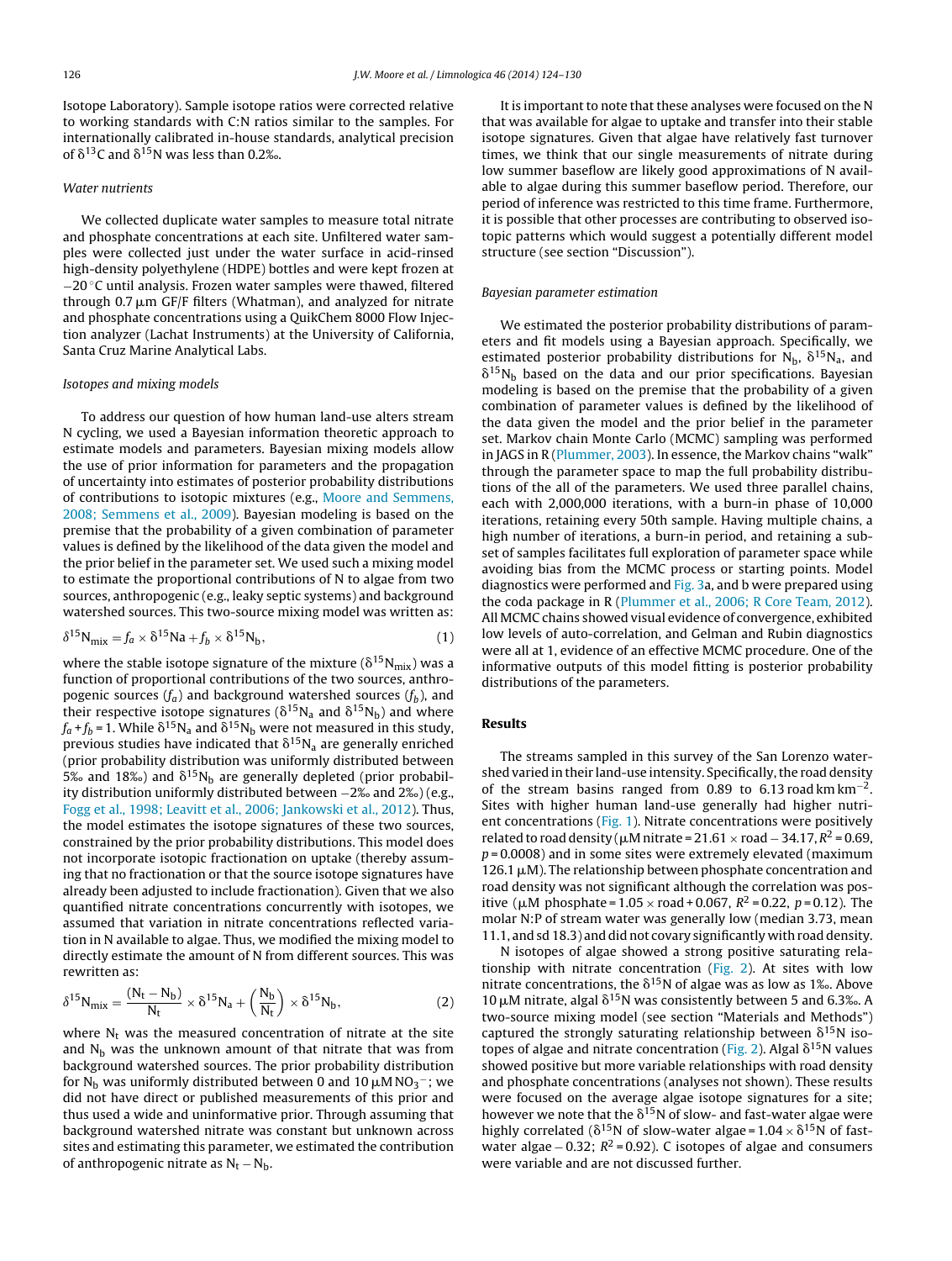Isotope Laboratory). Sample isotope ratios were corrected relative to working standards with C:N ratios similar to the samples. For internationally calibrated in-house standards, analytical precision of $\delta^{13}C$ and $\delta^{15}N$ was less than 0.2‰.

### *Water nutrients*

We collected duplicate water samples to measure total nitrate and phosphate concentrations at each site. Unfiltered water samples were collected just under the water surface in acid-rinsed high-density polyethylene (HDPE) bottles and were kept frozen at −20 °C until analysis. Frozen water samples were thawed, filtered through 0.7 μm GF/F filters (Whatman), and analyzed for nitrate and phosphate concentrations using a QuikChem 8000 Flow Injection analyzer (Lachat Instruments) at the University of California, Santa Cruz Marine Analytical Labs.

### *Isotopes and mixing models*

To address our question of how human land-use alters stream N cycling, we used a Bayesian information theoretic approach to estimate models and parameters. Bayesian mixing models allow the use of prior information for parameters and the propagation of uncertainty into estimates of posterior probability distributions of contributions to isotopic mixtures (e.g., Moore and Semmens, 2008; Semmens et al., 2009). Bayesian modeling is based on the premise that the probability of a given combination of parameter values is defined by the likelihood of the data given the model and the prior belief in the parameter set. We used such a mixing model to estimate the proportional contributions of N to algae from two sources, anthropogenic (e.g., leaky septic systems) and background watershed sources. This two-source mixing model was written as:

$$\delta^{15}N_{mix} = f_a \times \delta^{15}Na + f_b \times \delta^{15}N_b, \tag{1}$$

where the stable isotope signature of the mixture ($\delta^{15}N_{mix}$) was a function of proportional contributions of the two sources, anthropogenic sources ($f_a$) and background watershed sources ($f_b$), and their respective isotope signatures ($\delta^{15}N_a$ and $\delta^{15}N_b$) and where $f_a + f_b = 1$. While $\delta^{15}N_a$ and $\delta^{15}N_b$ were not measured in this study, previous studies have indicated that $\delta^{15}N_a$ are generally enriched (prior probability distribution was uniformly distributed between 5‰ and 18‰) and $\delta^{15}N_b$ are generally depleted (prior probability distribution uniformly distributed between −2‰ and 2‰) (e.g., Fogg et al., 1998; Leavitt et al., 2006; Jankowski et al., 2012). Thus, the model estimates the isotope signatures of these two sources, constrained by the prior probability distributions. This model does not incorporate isotopic fractionation on uptake (thereby assuming that no fractionation or that the source isotope signatures have already been adjusted to include fractionation). Given that we also quantified nitrate concentrations concurrently with isotopes, we assumed that variation in nitrate concentrations reflected variation in N available to algae. Thus, we modified the mixing model to directly estimate the amount of N from different sources. This was rewritten as:

$$\delta^{15}N_{mix} = \frac{(N_t - N_b)}{N_t} \times \delta^{15}N_a + \left(\frac{N_b}{N_t}\right) \times \delta^{15}N_b, \tag{2}$$

where $N_t$ was the measured concentration of nitrate at the site and $N_b$ was the unknown amount of that nitrate that was from background watershed sources. The prior probability distribution for $N_b$ was uniformly distributed between 0 and 10 μM $NO_3^-$; we did not have direct or published measurements of this prior and thus used a wide and uninformative prior. Through assuming that background watershed nitrate was constant but unknown across sites and estimating this parameter, we estimated the contribution of anthropogenic nitrate as $N_t - N_b$.

It is important to note that these analyses were focused on the N that was available for algae to uptake and transfer into their stable isotope signatures. Given that algae have relatively fast turnover times, we think that our single measurements of nitrate during low summer baseflow are likely good approximations of N available to algae during this summer baseflow period. Therefore, our period of inference was restricted to this time frame. Furthermore, it is possible that other processes are contributing to observed isotopic patterns which would suggest a potentially different model structure (see section "Discussion").

### *Bayesian parameter estimation*

We estimated the posterior probability distributions of parameters and fit models using a Bayesian approach. Specifically, we estimated posterior probability distributions for $N_b$, $\delta^{15}N_a$, and $\delta^{15}N_b$ based on the data and our prior specifications. Bayesian modeling is based on the premise that the probability of a given combination of parameter values is defined by the likelihood of the data given the model and the prior belief in the parameter set. Markov chain Monte Carlo (MCMC) sampling was performed in JAGS in R (Plummer, 2003). In essence, the Markov chains "walk" through the parameter space to map the full probability distributions of the all of the parameters. We used three parallel chains, each with 2,000,000 iterations, with a burn-in phase of 10,000 iterations, retaining every 50th sample. Having multiple chains, a high number of iterations, a burn-in period, and retaining a subset of samples facilitates full exploration of parameter space while avoiding bias from the MCMC process or starting points. Model diagnostics were performed and Fig. 3a, and b were prepared using the coda package in R (Plummer et al., 2006; R Core Team, 2012). All MCMC chains showed visual evidence of convergence, exhibited low levels of auto-correlation, and Gelman and Rubin diagnostics were all at 1, evidence of an effective MCMC procedure. One of the informative outputs of this model fitting is posterior probability distributions of the parameters.

## Results

The streams sampled in this survey of the San Lorenzo watershed varied in their land-use intensity. Specifically, the road density of the stream basins ranged from 0.89 to 6.13 road km $km^{-2}$. Sites with higher human land-use generally had higher nutrient concentrations (Fig. 1). Nitrate concentrations were positively related to road density (μM nitrate = 21.61 × road − 34.17, $R^2 = 0.69$, $p = 0.0008$) and in some sites were extremely elevated (maximum 126.1 μM). The relationship between phosphate concentration and road density was not significant although the correlation was positive (μM phosphate = 1.05 × road + 0.067, $R^2 = 0.22$, $p = 0.12$). The molar N:P of stream water was generally low (median 3.73, mean 11.1, and sd 18.3) and did not covary significantly with road density.

N isotopes of algae showed a strong positive saturating relationship with nitrate concentration (Fig. 2). At sites with low nitrate concentrations, the $\delta^{15}N$ of algae was as low as 1‰. Above 10 μM nitrate, algal $\delta^{15}N$ was consistently between 5 and 6.3‰. A two-source mixing model (see section "Materials and Methods") captured the strongly saturating relationship between $\delta^{15}N$ isotopes of algae and nitrate concentration (Fig. 2). Algal $\delta^{15}N$ values showed positive but more variable relationships with road density and phosphate concentrations (analyses not shown). These results were focused on the average algae isotope signatures for a site; however we note that the $\delta^{15}N$ of slow- and fast-water algae were highly correlated ($\delta^{15}N$ of slow-water algae = 1.04 × $\delta^{15}N$ of fast-water algae − 0.32; $R^2 = 0.92$). C isotopes of algae and consumers were variable and are not discussed further.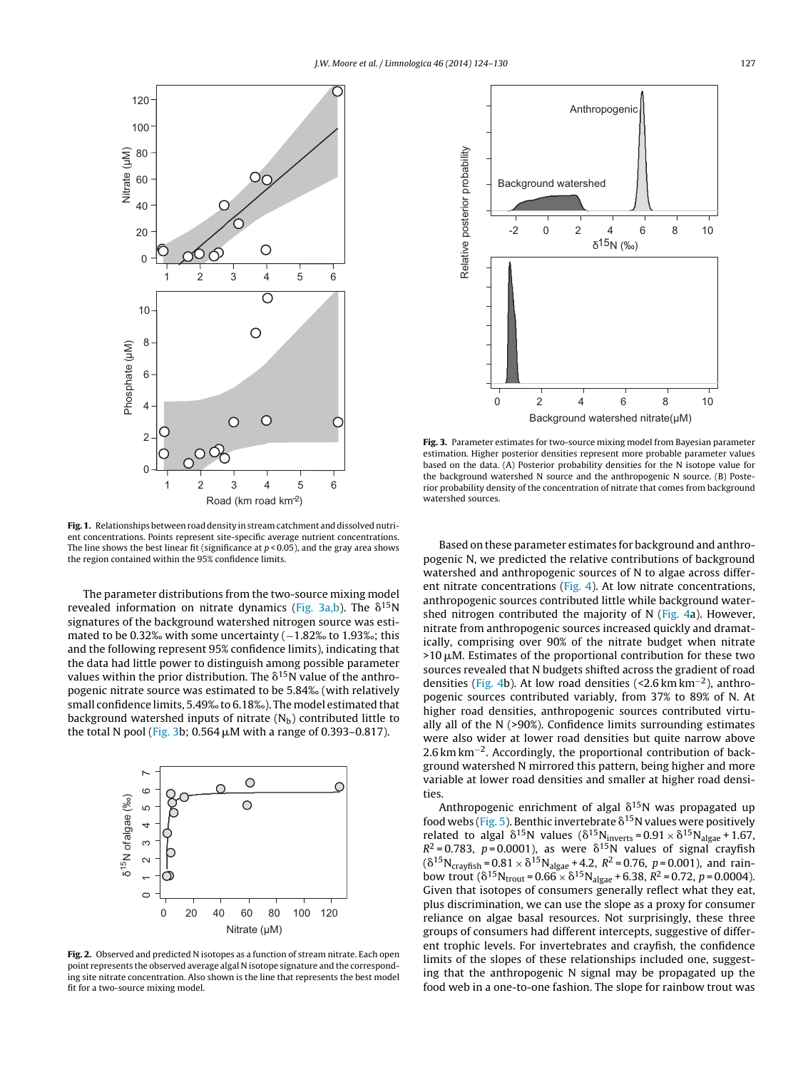Fig. 1. Relationships between road density in stream catchment and dissolved nutrient concentrations. Points represent site-specific average nutrient concentrations. The line shows the best linear fit (significance at $p < 0.05$), and the gray area shows the region contained within the 95% confidence limits.

The parameter distributions from the two-source mixing model revealed information on nitrate dynamics (Fig. 3a,b). The $\delta^{15}N$ signatures of the background watershed nitrogen source was estimated to be 0.32‰ with some uncertainty (−1.82‰ to 1.93‰; this and the following represent 95% confidence limits), indicating that the data had little power to distinguish among possible parameter values within the prior distribution. The $\delta^{15}N$ value of the anthropogenic nitrate source was estimated to be 5.84‰ (with relatively small confidence limits, 5.49‰ to 6.18‰). The model estimated that background watershed inputs of nitrate ($N_b$) contributed little to the total N pool (Fig. 3b; 0.564 μM with a range of 0.393–0.817).

Fig. 2. Observed and predicted N isotopes as a function of stream nitrate. Each open point represents the observed average algal N isotope signature and the corresponding site nitrate concentration. Also shown is the line that represents the best model fit for a two-source mixing model.

Fig. 3. Parameter estimates for two-source mixing model from Bayesian parameter estimation. Higher posterior densities represent more probable parameter values based on the data. (A) Posterior probability densities for the N isotope value for the background watershed N source and the anthropogenic N source. (B) Posterior probability density of the concentration of nitrate that comes from background watershed sources.

Based on these parameter estimates for background and anthropogenic N, we predicted the relative contributions of background watershed and anthropogenic sources of N to algae across different nitrate concentrations (Fig. 4). At low nitrate concentrations, anthropogenic sources contributed little while background watershed nitrogen contributed the majority of N (Fig. 4a). However, nitrate from anthropogenic sources increased quickly and dramatically, comprising over 90% of the nitrate budget when nitrate >10 μM. Estimates of the proportional contribution for these two sources revealed that N budgets shifted across the gradient of road densities (Fig. 4b). At low road densities (<2.6 km km$^{-2}$), anthropogenic sources contributed variably, from 37% to 89% of N. At higher road densities, anthropogenic sources contributed virtually all of the N (>90%). Confidence limits surrounding estimates were also wider at lower road densities but quite narrow above 2.6 km km$^{-2}$. Accordingly, the proportional contribution of background watershed N mirrored this pattern, being higher and more variable at lower road densities and smaller at higher road densities.

Anthropogenic enrichment of algal $\delta^{15}N$ was propagated up food webs (Fig. 5). Benthic invertebrate $\delta^{15}N$ values were positively related to algal $\delta^{15}N$ values ($\delta^{15}N_{inverts} = 0.91 \times \delta^{15}N_{algae} + 1.67$, $R^2 = 0.783$, $p = 0.0001$), as were $\delta^{15}N$ values of signal crayfish ($\delta^{15}N_{crayfish} = 0.81 \times \delta^{15}N_{algae} + 4.2$, $R^2 = 0.76$, $p = 0.001$), and rainbow trout ($\delta^{15}N_{trout} = 0.66 \times \delta^{15}N_{algae} + 6.38$, $R^2 = 0.72$, $p = 0.0004$). Given that isotopes of consumers generally reflect what they eat, plus discrimination, we can use the slope as a proxy for consumer reliance on algae basal resources. Not surprisingly, these three groups of consumers had different intercepts, suggestive of different trophic levels. For invertebrates and crayfish, the confidence limits of the slopes of these relationships included one, suggesting that the anthropogenic N signal may be propagated up the food web in a one-to-one fashion. The slope for rainbow trout was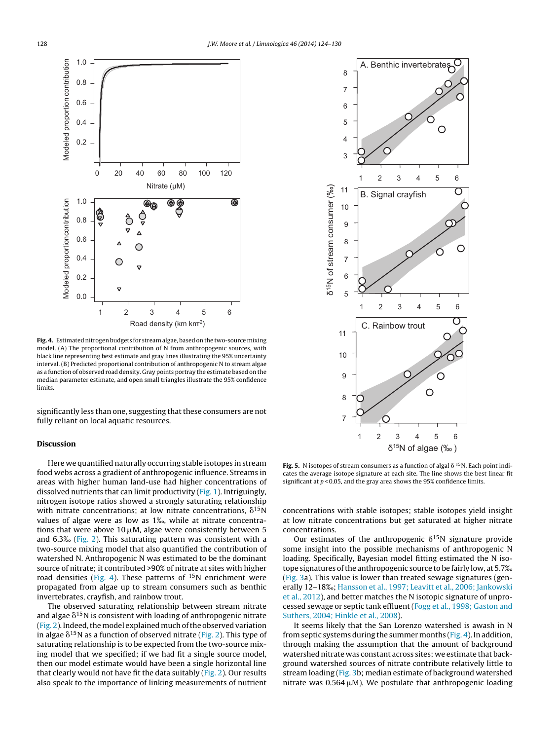**Fig. 4.** Estimated nitrogen budgets for stream algae, based on the two-source mixing model. (A) The proportional contribution of N from anthropogenic sources, with black line representing best estimate and gray lines illustrating the 95% uncertainty interval. (B) Predicted proportional contribution of anthropogenic N to stream algae as a function of observed road density. Gray points portray the estimate based on the median parameter estimate, and open small triangles illustrate the 95% confidence limits.

significantly less than one, suggesting that these consumers are not fully reliant on local aquatic resources.

**Fig. 5.** N isotopes of stream consumers as a function of algal $\delta^{15}N$. Each point indicates the average isotope signature at each site. The line shows the best linear fit significant at $p < 0.05$, and the gray area shows the 95% confidence limits.

## Discussion

Here we quantified naturally occurring stable isotopes in stream food webs across a gradient of anthropogenic influence. Streams in areas with higher human land-use had higher concentrations of dissolved nutrients that can limit productivity (Fig. 1). Intriguingly, nitrogen isotope ratios showed a strongly saturating relationship with nitrate concentrations; at low nitrate concentrations, $\delta^{15}N$ values of algae were as low as 1‰, while at nitrate concentrations that were above 10 μM, algae were consistently between 5 and 6.3‰ (Fig. 2). This saturating pattern was consistent with a two-source mixing model that also quantified the contribution of watershed N. Anthropogenic N was estimated to be the dominant source of nitrate; it contributed >90% of nitrate at sites with higher road densities (Fig. 4). These patterns of $^{15}N$ enrichment were propagated from algae up to stream consumers such as benthic invertebrates, crayfish, and rainbow trout.

The observed saturating relationship between stream nitrate and algae $\delta^{15}N$ is consistent with loading of anthropogenic nitrate (Fig. 2). Indeed, the model explained much of the observed variation in algae $\delta^{15}N$ as a function of observed nitrate (Fig. 2). This type of saturating relationship is to be expected from the two-source mixing model that we specified; if we had fit a single source model, then our model estimate would have been a single horizontal line that clearly would not have fit the data suitably (Fig. 2). Our results also speak to the importance of linking measurements of nutrient concentrations with stable isotopes; stable isotopes yield insight at low nitrate concentrations but get saturated at higher nitrate concentrations.

Our estimates of the anthropogenic $\delta^{15}N$ signature provide some insight into the possible mechanisms of anthropogenic N loading. Specifically, Bayesian model fitting estimated the N isotope signatures of the anthropogenic source to be fairly low, at 5.7‰ (Fig. 3a). This value is lower than treated sewage signatures (generally 12–18‰; Hansson et al., 1997; Leavitt et al., 2006; Jankowski et al., 2012), and better matches the N isotopic signature of unprocessed sewage or septic tank effluent (Fogg et al., 1998; Gaston and Suthers, 2004; Hinkle et al., 2008).

It seems likely that the San Lorenzo watershed is awash in N from septic systems during the summer months (Fig. 4). In addition, through making the assumption that the amount of background watershed nitrate was constant across sites; we estimate that background watershed sources of nitrate contribute relatively little to stream loading (Fig. 3b; median estimate of background watershed nitrate was 0.564 μM). We postulate that anthropogenic loading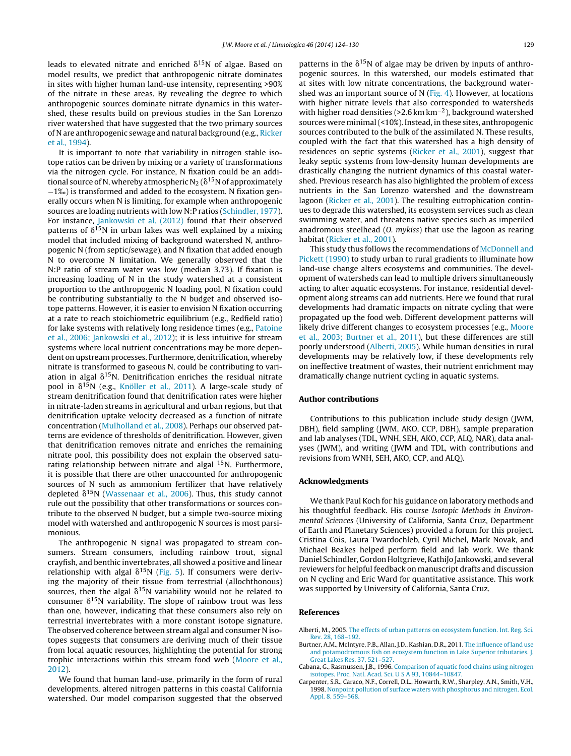leads to elevated nitrate and enriched $\delta^{15}N$ of algae. Based on model results, we predict that anthropogenic nitrate dominates in sites with higher human land-use intensity, representing >90% of the nitrate in these areas. By revealing the degree to which anthropogenic sources dominate nitrate dynamics in this watershed, these results build on previous studies in the San Lorenzo river watershed that have suggested that the two primary sources of N are anthropogenic sewage and natural background (e.g., Ricker et al., 1994).

It is important to note that variability in nitrogen stable isotope ratios can be driven by mixing or a variety of transformations via the nitrogen cycle. For instance, N fixation could be an additional source of N, whereby atmospheric $N_2$ ($\delta^{15}N$ of approximately −1‰) is transformed and added to the ecosystem. N fixation generally occurs when N is limiting, for example when anthropogenic sources are loading nutrients with low N:P ratios (Schindler, 1977). For instance, Jankowski et al. (2012) found that their observed patterns of $\delta^{15}N$ in urban lakes was well explained by a mixing model that included mixing of background watershed N, anthropogenic N (from septic/sewage), and N fixation that added enough N to overcome N limitation. We generally observed that the N:P ratio of stream water was low (median 3.73). If fixation is increasing loading of N in the study watershed at a consistent proportion to the anthropogenic N loading pool, N fixation could be contributing substantially to the N budget and observed isotope patterns. However, it is easier to envision N fixation occurring at a rate to reach stoichiometric equilibrium (e.g., Redfield ratio) for lake systems with relatively long residence times (e.g., Patoine et al., 2006; Jankowski et al., 2012); it is less intuitive for stream systems where local nutrient concentrations may be more dependent on upstream processes. Furthermore, denitrification, whereby nitrate is transformed to gaseous N, could be contributing to variation in algal $\delta^{15}N$. Denitrification enriches the residual nitrate pool in $\delta^{15}N$ (e.g., Knöller et al., 2011). A large-scale study of stream denitrification found that denitrification rates were higher in nitrate-laden streams in agricultural and urban regions, but that denitrification uptake velocity decreased as a function of nitrate concentration (Mulholland et al., 2008). Perhaps our observed patterns are evidence of thresholds of denitrification. However, given that denitrification removes nitrate and enriches the remaining nitrate pool, this possibility does not explain the observed saturating relationship between nitrate and algal $^{15}N$. Furthermore, it is possible that there are other unaccounted for anthropogenic sources of N such as ammonium fertilizer that have relatively depleted $\delta^{15}N$ (Wassenaar et al., 2006). Thus, this study cannot rule out the possibility that other transformations or sources contribute to the observed N budget, but a simple two-source mixing model with watershed and anthropogenic N sources is most parsimonious.

The anthropogenic N signal was propagated to stream consumers. Stream consumers, including rainbow trout, signal crayfish, and benthic invertebrates, all showed a positive and linear relationship with algal $\delta^{15}N$ (Fig. 5). If consumers were deriving the majority of their tissue from terrestrial (allochthonous) sources, then the algal $\delta^{15}N$ variability would not be related to consumer $\delta^{15}N$ variability. The slope of rainbow trout was less than one, however, indicating that these consumers also rely on terrestrial invertebrates with a more constant isotope signature. The observed coherence between stream algal and consumer N isotopes suggests that consumers are deriving much of their tissue from local aquatic resources, highlighting the potential for strong trophic interactions within this stream food web (Moore et al., 2012).

We found that human land-use, primarily in the form of rural developments, altered nitrogen patterns in this coastal California watershed. Our model comparison suggested that the observed patterns in the $\delta^{15}N$ of algae may be driven by inputs of anthropogenic sources. In this watershed, our models estimated that at sites with low nitrate concentrations, the background watershed was an important source of N (Fig. 4). However, at locations with higher nitrate levels that also corresponded to watersheds with higher road densities (>2.6 km $km^{-2}$), background watershed sources were minimal (<10%). Instead, in these sites, anthropogenic sources contributed to the bulk of the assimilated N. These results, coupled with the fact that this watershed has a high density of residences on septic systems (Ricker et al., 2001), suggest that leaky septic systems from low-density human developments are drastically changing the nutrient dynamics of this coastal watershed. Previous research has also highlighted the problem of excess nutrients in the San Lorenzo watershed and the downstream lagoon (Ricker et al., 2001). The resulting eutrophication continues to degrade this watershed, its ecosystem services such as clean swimming water, and threatens native species such as imperiled anadromous steelhead (*O. mykiss*) that use the lagoon as rearing habitat (Ricker et al., 2001).

This study thus follows the recommendations of McDonnell and Pickett (1990) to study urban to rural gradients to illuminate how land-use change alters ecosystems and communities. The development of watersheds can lead to multiple drivers simultaneously acting to alter aquatic ecosystems. For instance, residential development along streams can add nutrients. Here we found that rural developments had dramatic impacts on nitrate cycling that were propagated up the food web. Different development patterns will likely drive different changes to ecosystem processes (e.g., Moore et al., 2003; Burtner et al., 2011), but these differences are still poorly understood (Alberti, 2005). While human densities in rural developments may be relatively low, if these developments rely on ineffective treatment of wastes, their nutrient enrichment may dramatically change nutrient cycling in aquatic systems.

## Author contributions

Contributions to this publication include study design (JWM, DBH), field sampling (JWM, AKO, CCP, DBH), sample preparation and lab analyses (TDL, WNH, SEH, AKO, CCP, ALQ, NAR), data analyses (JWM), and writing (JWM and TDL, with contributions and revisions from WNH, SEH, AKO, CCP, and ALQ).

## Acknowledgments

We thank Paul Koch for his guidance on laboratory methods and his thoughtful feedback. His course *Isotopic Methods in Environmental Sciences* (University of California, Santa Cruz, Department of Earth and Planetary Sciences) provided a forum for this project. Cristina Cois, Laura Twardochleb, Cyril Michel, Mark Novak, and Michael Beakes helped perform field and lab work. We thank Daniel Schindler, Gordon Holtgrieve, KathiJo Jankowski, and several reviewers for helpful feedback on manuscript drafts and discussion on N cycling and Eric Ward for quantitative assistance. This work was supported by University of California, Santa Cruz.

## References

Alberti, M., 2005. The effects of urban patterns on ecosystem function. Int. Reg. Sci. Rev. 28, 168–192.

Burtner, A.M., McIntyre, P.B., Allan, J.D., Kashian, D.R., 2011. The influence of land use and potamodromous fish on ecosystem function in Lake Superior tributaries. J. Great Lakes Res. 37, 521–527.

Cabana, G., Rasmussen, J.B., 1996. Comparison of aquatic food chains using nitrogen isotopes. Proc. Natl. Acad. Sci. U S A 93, 10844–10847.

Carpenter, S.R., Caraco, N.F., Correll, D.L., Howarth, R.W., Sharpley, A.N., Smith, V.H., 1998. Nonpoint pollution of surface waters with phosphorus and nitrogen. Ecol. Appl. 8, 559–568.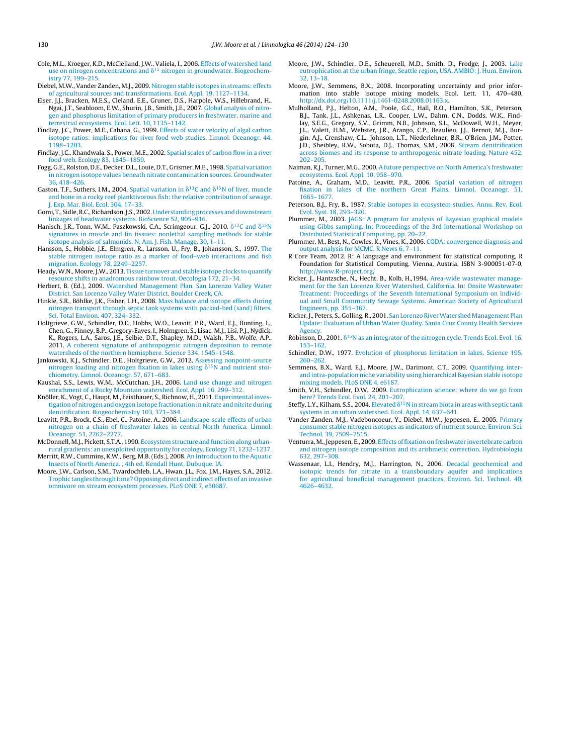Cole, M.L., Kroeger, K.D., McClelland, J.W., Valiela, I., 2006. Effects of watershed land use on nitrogen concentrations and $\delta^{15}$ nitrogen in groundwater. Biogeochemistry 77, 199–215.

Diebel, M.W., Vander Zanden, M.J., 2009. Nitrogen stable isotopes in streams: effects of agricultural sources and transformations. Ecol. Appl. 19, 1127–1134.

Elser, J.J., Bracken, M.E.S., Cleland, E.E., Gruner, D.S., Harpole, W.S., Hillebrand, H., Ngai, J.T., Seabloom, E.W., Shurin, J.B., Smith, J.E., 2007. Global analysis of nitrogen and phosphorus limitation of primary producers in freshwater, marine and terrestrial ecosystems. Ecol. Lett. 10, 1135–1142.

Findlay, J.C., Power, M.E., Cabana, G., 1999. Effects of water velocity of algal carbon isotope ratios: implications for river food web studies. Limnol. Oceanogr. 44, 1198–1203.

Findlay, J.C., Khandwala, S., Power, M.E., 2002. Spatial scales of carbon flow in a river food web. Ecology 83, 1845–1859.

Fogg, G.E., Rolston, D.E., Decker, D.L., Louie, D.T., Grismer, M.E., 1998. Spatial variation in nitrogen isotope values beneath nitrate contamination sources. Groundwater 36, 418–426.

Gaston, T.F., Suthers, I.M., 2004. Spatial variation in $\delta^{13}$C and $\delta^{15}$N of liver, muscle and bone in a rocky reef planktivorous fish: the relative contribution of sewage. J. Exp. Mar. Biol. Ecol. 304, 17–33.

Gomi, T., Sidle, R.C., Richardson, J.S., 2002. Understanding processes and downstream linkages of headwater systems. BioScience 52, 905–916.

Hanisch, J.R., Tonn, W.M., Paszkowski, C.A., Scrimgeour, G.J., 2010. $\delta^{13}$C and $\delta^{15}$N signatures in muscle and fin tissues: nonlethal sampling methods for stable isotope analysis of salmonids. N. Am. J. Fish. Manage. 30, 1–11.

Hansson, S., Hobbie, J.E., Elmgren, R., Larsson, U., Fry, B., Johansson, S., 1997. The stable nitrogen isotope ratio as a marker of food–web interactions and fish migration. Ecology 78, 2249–2257.

Heady, W.N., Moore, J.W., 2013. Tissue turnover and stable isotope clocks to quantify resource shifts in anadromous rainbow trout. Oecologia 172, 21–34.

Herbert, B. (Ed.), 2009. Watershed Management Plan. San Lorenzo Valley Water District. San Lorenzo Valley Water District, Boulder Creek, CA.

Hinkle, S.R., Böhlke, J.K., Fisher, L.H., 2008. Mass balance and isotope effects during nitrogen transport through septic tank systems with packed-bed (sand) filters. Sci. Total Environ. 407, 324–332.

Holtgrieve, G.W., Schindler, D.E., Hobbs, W.O., Leavitt, P.R., Ward, E.J., Bunting, L., Chen, G., Finney, B.P., Gregory-Eaves, I., Holmgren, S., Lisac, M.J., Lisi, P.J., Nydick, K., Rogers, L.A., Saros, J.E., Selbie, D.T., Shapley, M.D., Walsh, P.B., Wolfe, A.P., 2011. A coherent signature of anthropogenic nitrogen deposition to remote watersheds of the northern hemisphere. Science 334, 1545–1548.

Jankowski, K.J., Schindler, D.E., Holtgrieve, G.W., 2012. Assessing nonpoint-source nitrogen loading and nitrogen fixation in lakes using $\delta^{15}$N and nutrient stoichiometry. Limnol. Oceanogr. 57, 671–683.

Kaushal, S.S., Lewis, W.M., McCutchan, J.H., 2006. Land use change and nitrogen enrichment of a Rocky Mountain watershed. Ecol. Appl. 16, 299–312.

Knöller, K., Vogt, C., Haupt, M., Feisthauer, S., Richnow, H., 2011. Experimental investigation of nitrogen and oxygen isotope fractionation in nitrate and nitrite during denitrification. Biogeochemistry 103, 371–384.

Leavitt, P.R., Brock, C.S., Ebel, C., Patoine, A., 2006. Landscape-scale effects of urban nitrogen on a chain of freshwater lakes in central North America. Limnol. Oceanogr. 51, 2262–2277.

McDonnell, M.J., Pickett, S.T.A., 1990. Ecosystem structure and function along urban-rural gradients: an unexploited opportunity for ecology. Ecology 71, 1232–1237.

Merritt, R.W., Cummins, K.W., Berg, M.B. (Eds.), 2008. An Introduction to the Aquatic Insects of North America. , 4th ed. Kendall Hunt, Dubuque, IA.

Moore, J.W., Carlson, S.M., Twardochleb, L.A., Hwan, J.L., Fox, J.M., Hayes, S.A., 2012. Trophic tangles through time? Opposing direct and indirect effects of an invasive omnivore on stream ecosystem processes. PLoS ONE 7, e50687.

Moore, J.W., Schindler, D.E., Scheuerell, M.D., Smith, D., Frodge, J., 2003. Lake eutrophication at the urban fringe, Seattle region, USA. AMBIO: J. Hum. Environ. 32, 13–18.

Moore, J.W., Semmens, B.X., 2008. Incorporating uncertainty and prior information into stable isotope mixing models. Ecol. Lett. 11, 470–480, http://dx.doi.org/10.1111/j.1461-0248.2008.01163.x.

Mulholland, P.J., Helton, A.M., Poole, G.C., Hall, R.O., Hamilton, S.K., Peterson, B.J., Tank, J.L., Ashkenas, L.R., Cooper, L.W., Dahm, C.N., Dodds, W.K., Findlay, S.E.G., Gregory, S.V., Grimm, N.B., Johnson, S.L., McDowell, W.H., Meyer, J.L., Valett, H.M., Webster, J.R., Arango, C.P., Beaulieu, J.J., Bernot, M.J., Burgin, A.J., Crenshaw, C.L., Johnson, L.T., Niederlehner, B.R., O'Brien, J.M., Potter, J.D., Sheibley, R.W., Sobota, D.J., Thomas, S.M., 2008. Stream denitrification across biomes and its response to anthropogenic nitrate loading. Nature 452, 202–205.

Naiman, R.J., Turner, M.G., 2000. A future perspective on North America's freshwater ecosystems. Ecol. Appl. 10, 958–970.

Patoine, A., Graham, M.D., Leavitt, P.R., 2006. Spatial variation of nitrogen fixation in lakes of the northern Great Plains. Limnol. Oceanogr. 51, 1665–1677.

Peterson, B.J., Fry, B., 1987. Stable isotopes in ecosystem studies. Annu. Rev. Ecol. Evol. Syst. 18, 293–320.

Plummer, M., 2003. JAGS: A program for analysis of Bayesian graphical models using Gibbs sampling. In: Proceedings of the 3rd International Workshop on Distributed Statistical Computing, pp. 20–22.

Plummer, M., Best, N., Cowles, K., Vines, K., 2006. CODA: convergence diagnosis and output analysis for MCMC. R News 6, 7–11.

R Core Team, 2012. R: A language and environment for statistical computing. R Foundation for Statistical Computing, Vienna, Austria, ISBN 3-900051-07-0, http://www.R-project.org/

Ricker, J., Hantzsche, N., Hecht, B., Kolb, H.,1994. Area-wide wastewater management for the San Lorenzo River Watershed, California. In: Onsite Wastewater Treatment: Proceedings of the Seventh International Symposium on Individual and Small Community Sewage Systems. American Society of Agricultural Engineers, pp. 355–367.

Ricker, J., Peters, S., Golling, R., 2001. San Lorenzo River Watershed Management Plan Update: Evaluation of Urban Water Quality. Santa Cruz County Health Services Agency.

Robinson, D., 2001. $\delta^{15}$N as an integrator of the nitrogen cycle. Trends Ecol. Evol. 16, 153–162.

Schindler, D.W., 1977. Evolution of phosphorus limitation in lakes. Science 195, 260–262.

Semmens, B.X., Ward, E.J., Moore, J.W., Darimont, C.T., 2009. Quantifying inter- and intra-population niche variability using hierarchical Bayesian stable isotope mixing models. PLoS ONE 4, e6187.

Smith, V.H., Schindler, D.W., 2009. Eutrophication science: where do we go from here? Trends Ecol. Evol. 24, 201–207.

Steffy, L.Y., Kilham, S.S., 2004. Elevated $\delta^{15}$N in stream biota in areas with septic tank systems in an urban watershed. Ecol. Appl. 14, 637–641.

Vander Zanden, M.J., Vadeboncoeur, Y., Diebel, M.W., Jeppesen, E., 2005. Primary consumer stable nitrogen isotopes as indicators of nutrient source. Environ. Sci. Technol. 39, 7509–7515.

Venturra, M., Jeppesen, E., 2009. Effects of fixation on freshwater invertebrate carbon and nitrogen isotope composition and its arithmetic correction. Hydrobiologia 632, 297–308.

Wassenaar, L.I., Hendry, M.J., Harrington, N., 2006. Decadal geochemical and isotopic trends for nitrate in a transboundary aquifer and implications for agricultural beneficial management practices. Environ. Sci. Technol. 40, 4626–4632.